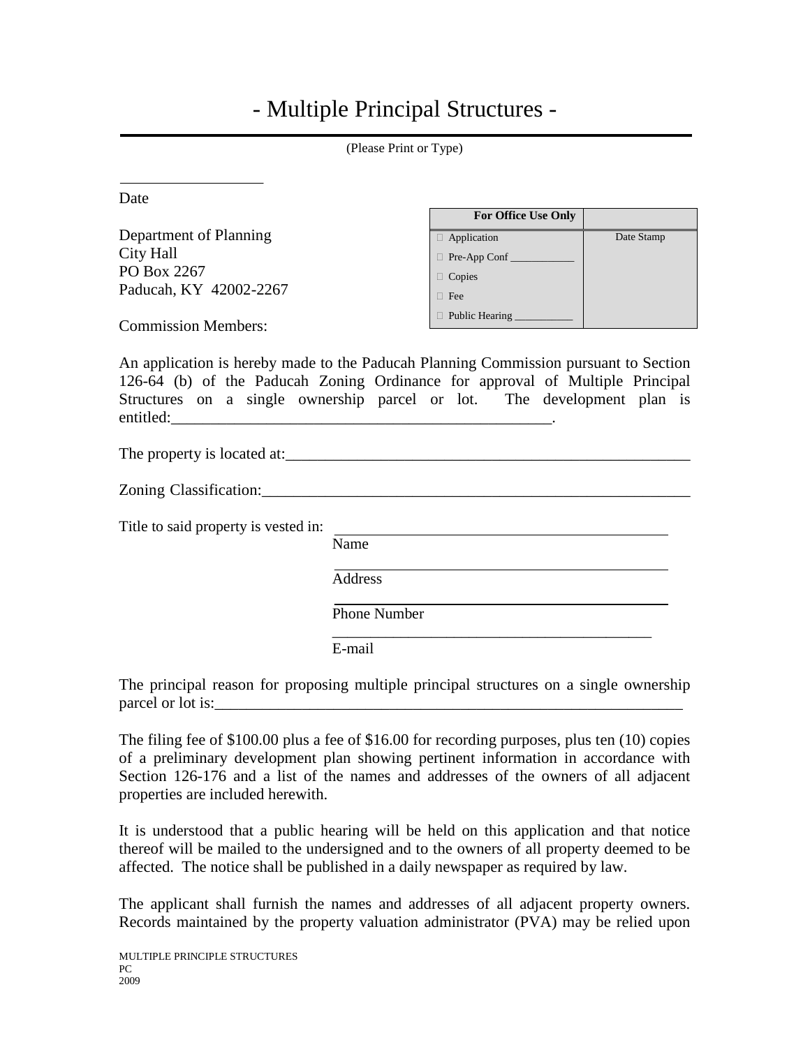# - Multiple Principal Structures -

(Please Print or Type)

\_\_\_\_\_\_\_\_\_\_\_\_\_\_\_\_\_\_
Date

| For Office Use Only | |
|---|---|
| ☐ Application | Date Stamp |
| ☐ Pre-App Conf \_\_\_\_\_\_\_\_\_\_\_ | |
| ☐ Copies | |
| ☐ Fee | |
| ☐ Public Hearing \_\_\_\_\_\_\_\_\_\_\_ | |

Department of Planning
City Hall
PO Box 2267
Paducah, KY 42002-2267

Commission Members:

An application is hereby made to the Paducah Planning Commission pursuant to Section 126-64 (b) of the Paducah Zoning Ordinance for approval of Multiple Principal Structures on a single ownership parcel or lot. The development plan is entitled:\_\_\_\_\_\_\_\_\_\_\_\_\_\_\_\_\_\_\_\_\_\_\_\_\_\_\_\_\_\_\_\_\_\_\_\_\_\_\_\_\_\_\_\_\_\_\_\_\_.

The property is located at:\_\_\_\_\_\_\_\_\_\_\_\_\_\_\_\_\_\_\_\_\_\_\_\_\_\_\_\_\_\_\_\_\_\_\_\_\_\_\_\_\_\_\_\_\_\_\_\_\_\_\_\_

Zoning Classification:\_\_\_\_\_\_\_\_\_\_\_\_\_\_\_\_\_\_\_\_\_\_\_\_\_\_\_\_\_\_\_\_\_\_\_\_\_\_\_\_\_\_\_\_\_\_\_\_\_\_\_\_\_\_\_\_

Title to said property is vested in: \_\_\_\_\_\_\_\_\_\_\_\_\_\_\_\_\_\_\_\_\_\_\_\_\_\_\_\_\_\_\_\_\_\_\_\_\_\_\_\_\_\_\_
Name

\_\_\_\_\_\_\_\_\_\_\_\_\_\_\_\_\_\_\_\_\_\_\_\_\_\_\_\_\_\_\_\_\_\_\_\_\_\_\_\_\_\_\_
Address

\_\_\_\_\_\_\_\_\_\_\_\_\_\_\_\_\_\_\_\_\_\_\_\_\_\_\_\_\_\_\_\_\_\_\_\_\_\_\_\_\_\_\_
Phone Number

\_\_\_\_\_\_\_\_\_\_\_\_\_\_\_\_\_\_\_\_\_\_\_\_\_\_\_\_\_\_\_\_\_\_\_\_\_\_\_\_\_\_\_
E-mail

The principal reason for proposing multiple principal structures on a single ownership parcel or lot is:\_\_\_\_\_\_\_\_\_\_\_\_\_\_\_\_\_\_\_\_\_\_\_\_\_\_\_\_\_\_\_\_\_\_\_\_\_\_\_\_\_\_\_\_\_\_\_\_\_\_\_\_\_\_\_\_\_\_\_\_

The filing fee of $100.00 plus a fee of $16.00 for recording purposes, plus ten (10) copies of a preliminary development plan showing pertinent information in accordance with Section 126-176 and a list of the names and addresses of the owners of all adjacent properties are included herewith.

It is understood that a public hearing will be held on this application and that notice thereof will be mailed to the undersigned and to the owners of all property deemed to be affected. The notice shall be published in a daily newspaper as required by law.

The applicant shall furnish the names and addresses of all adjacent property owners. Records maintained by the property valuation administrator (PVA) may be relied upon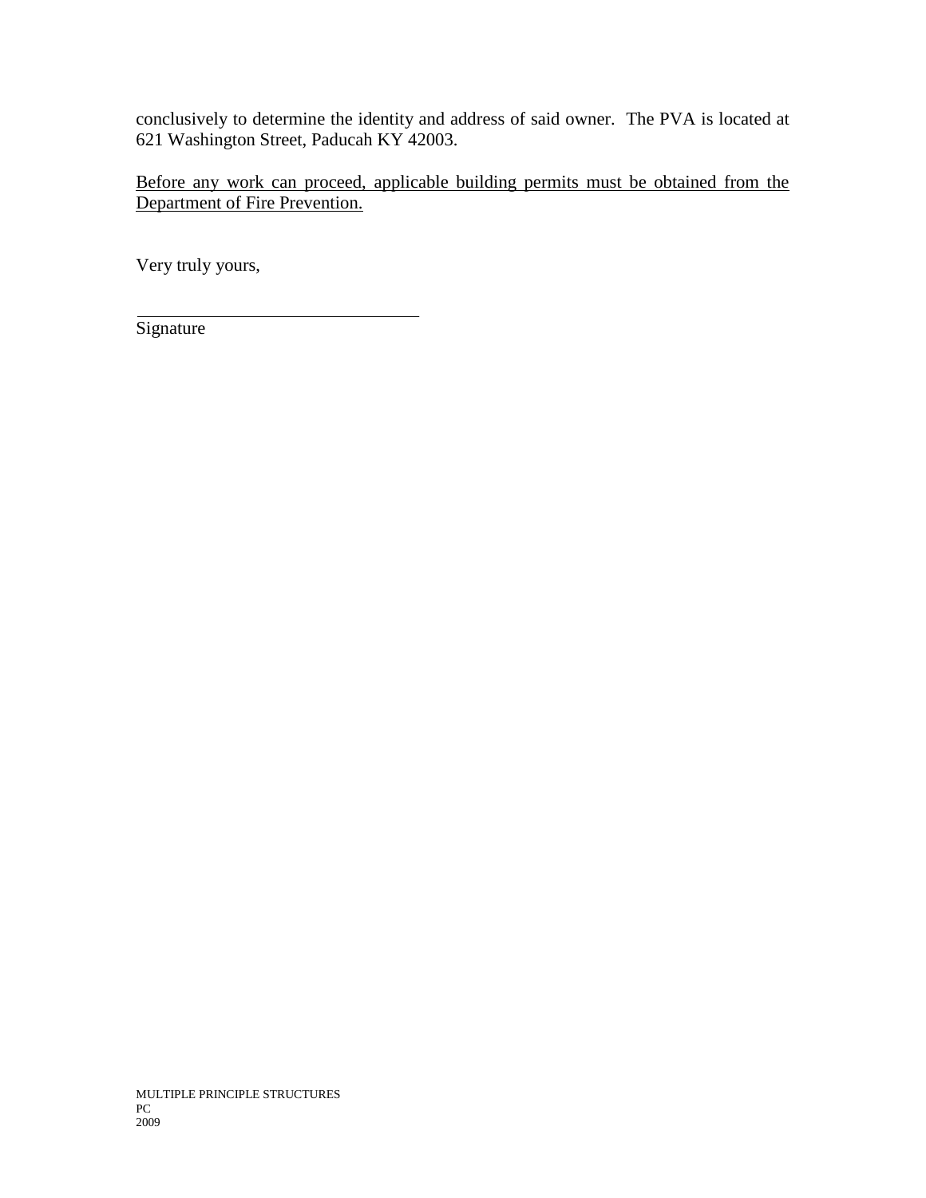conclusively to determine the identity and address of said owner. The PVA is located at 621 Washington Street, Paducah KY 42003.

Before any work can proceed, applicable building permits must be obtained from the Department of Fire Prevention.

Very truly yours,

_________________________________

Signature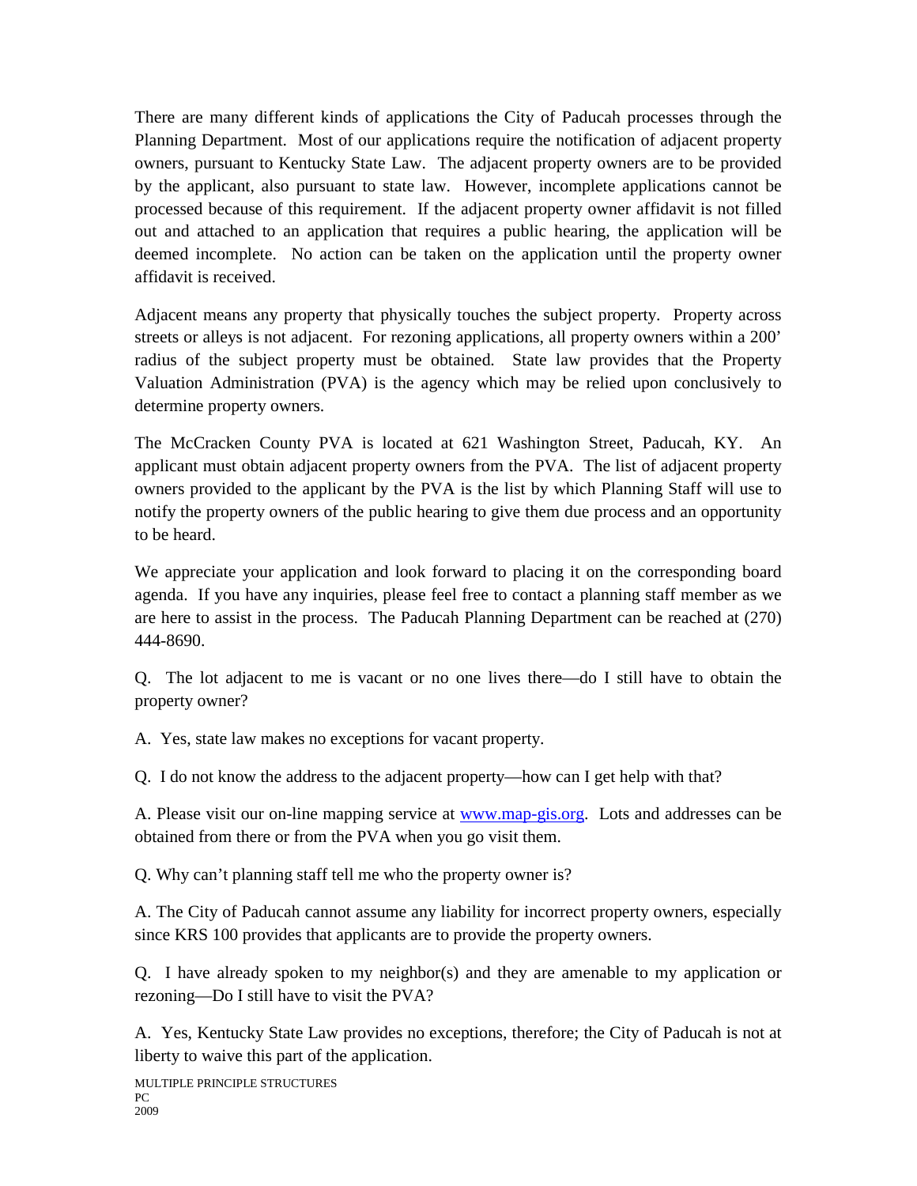There are many different kinds of applications the City of Paducah processes through the Planning Department. Most of our applications require the notification of adjacent property owners, pursuant to Kentucky State Law. The adjacent property owners are to be provided by the applicant, also pursuant to state law. However, incomplete applications cannot be processed because of this requirement. If the adjacent property owner affidavit is not filled out and attached to an application that requires a public hearing, the application will be deemed incomplete. No action can be taken on the application until the property owner affidavit is received.

Adjacent means any property that physically touches the subject property. Property across streets or alleys is not adjacent. For rezoning applications, all property owners within a 200' radius of the subject property must be obtained. State law provides that the Property Valuation Administration (PVA) is the agency which may be relied upon conclusively to determine property owners.

The McCracken County PVA is located at 621 Washington Street, Paducah, KY. An applicant must obtain adjacent property owners from the PVA. The list of adjacent property owners provided to the applicant by the PVA is the list by which Planning Staff will use to notify the property owners of the public hearing to give them due process and an opportunity to be heard.

We appreciate your application and look forward to placing it on the corresponding board agenda. If you have any inquiries, please feel free to contact a planning staff member as we are here to assist in the process. The Paducah Planning Department can be reached at (270) 444-8690.

Q. The lot adjacent to me is vacant or no one lives there—do I still have to obtain the property owner?

A. Yes, state law makes no exceptions for vacant property.

Q. I do not know the address to the adjacent property—how can I get help with that?

A. Please visit our on-line mapping service at www.map-gis.org. Lots and addresses can be obtained from there or from the PVA when you go visit them.

Q. Why can't planning staff tell me who the property owner is?

A. The City of Paducah cannot assume any liability for incorrect property owners, especially since KRS 100 provides that applicants are to provide the property owners.

Q. I have already spoken to my neighbor(s) and they are amenable to my application or rezoning—Do I still have to visit the PVA?

A. Yes, Kentucky State Law provides no exceptions, therefore; the City of Paducah is not at liberty to waive this part of the application.

MULTIPLE PRINCIPLE STRUCTURES
PC
2009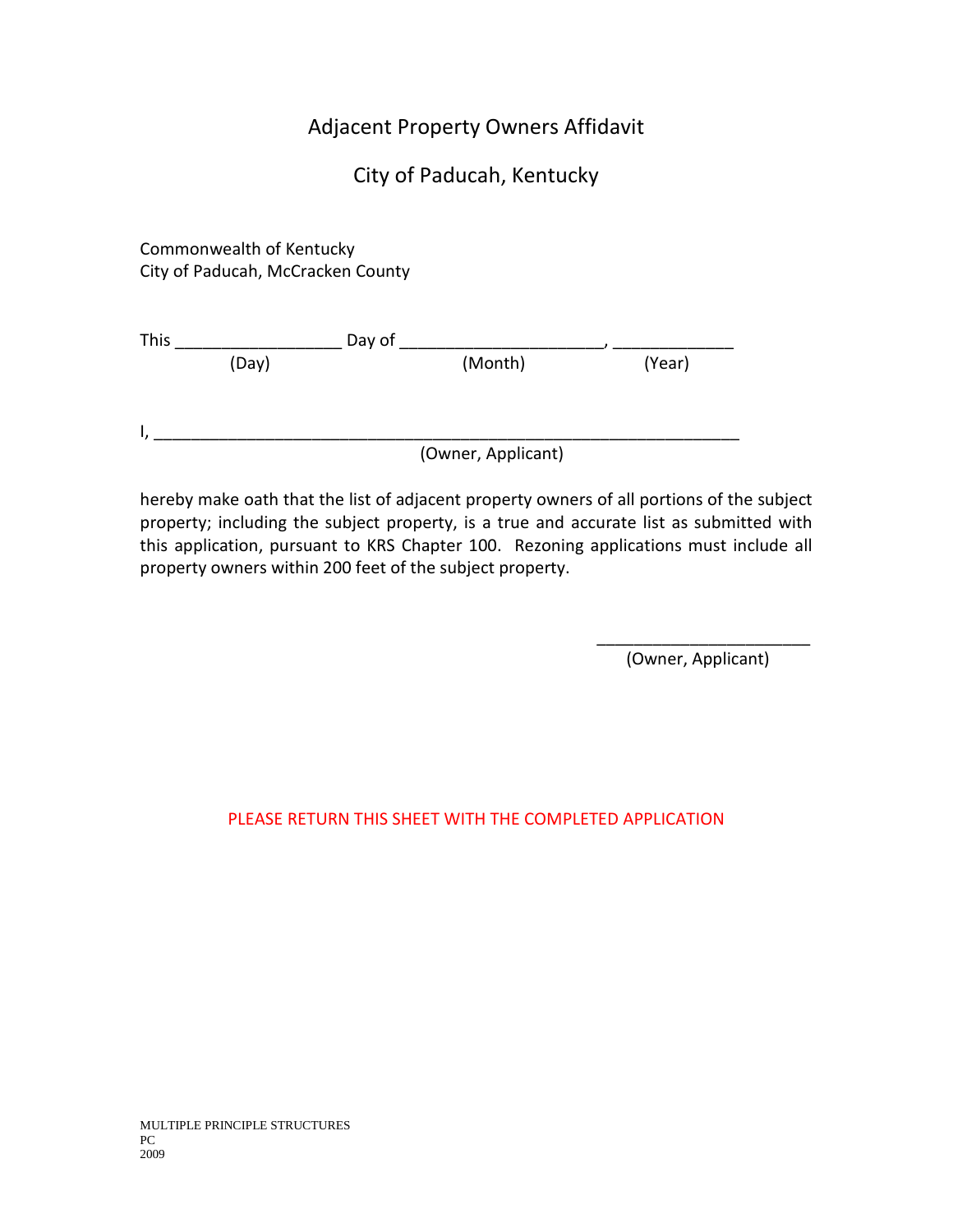# Adjacent Property Owners Affidavit

## City of Paducah, Kentucky

Commonwealth of Kentucky
City of Paducah, McCracken County

This __________________ Day of ______________________, _____________
(Day) (Month) (Year)

I, _________________________________________________________________
(Owner, Applicant)

hereby make oath that the list of adjacent property owners of all portions of the subject property; including the subject property, is a true and accurate list as submitted with this application, pursuant to KRS Chapter 100. Rezoning applications must include all property owners within 200 feet of the subject property.

_______________________
(Owner, Applicant)

PLEASE RETURN THIS SHEET WITH THE COMPLETED APPLICATION

MULTIPLE PRINCIPLE STRUCTURES
PC
2009